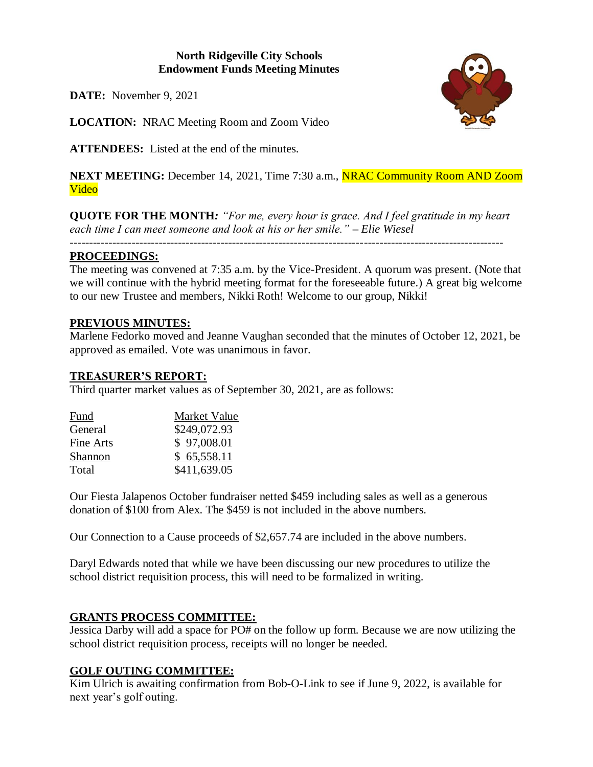**North Ridgeville City Schools**
**Endowment Funds Meeting Minutes**

**DATE:** November 9, 2021

**LOCATION:** NRAC Meeting Room and Zoom Video

**ATTENDEES:** Listed at the end of the minutes.

**NEXT MEETING:** December 14, 2021, Time 7:30 a.m., NRAC Community Room AND Zoom Video

**QUOTE FOR THE MONTH:** *"For me, every hour is grace. And I feel gratitude in my heart each time I can meet someone and look at his or her smile." – Elie Wiesel*

---

**PROCEEDINGS:**

The meeting was convened at 7:35 a.m. by the Vice-President. A quorum was present. (Note that we will continue with the hybrid meeting format for the foreseeable future.) A great big welcome to our new Trustee and members, Nikki Roth! Welcome to our group, Nikki!

**PREVIOUS MINUTES:**

Marlene Fedorko moved and Jeanne Vaughan seconded that the minutes of October 12, 2021, be approved as emailed. Vote was unanimous in favor.

**TREASURER'S REPORT:**

Third quarter market values as of September 30, 2021, are as follows:

| Fund | Market Value |
|---|---|
| General | $249,072.93 |
| Fine Arts | $ 97,008.01 |
| Shannon | $ 65,558.11 |
| Total | $411,639.05 |

Our Fiesta Jalapenos October fundraiser netted $459 including sales as well as a generous donation of $100 from Alex. The $459 is not included in the above numbers.

Our Connection to a Cause proceeds of $2,657.74 are included in the above numbers.

Daryl Edwards noted that while we have been discussing our new procedures to utilize the school district requisition process, this will need to be formalized in writing.

**GRANTS PROCESS COMMITTEE:**

Jessica Darby will add a space for PO# on the follow up form. Because we are now utilizing the school district requisition process, receipts will no longer be needed.

**GOLF OUTING COMMITTEE:**

Kim Ulrich is awaiting confirmation from Bob-O-Link to see if June 9, 2022, is available for next year's golf outing.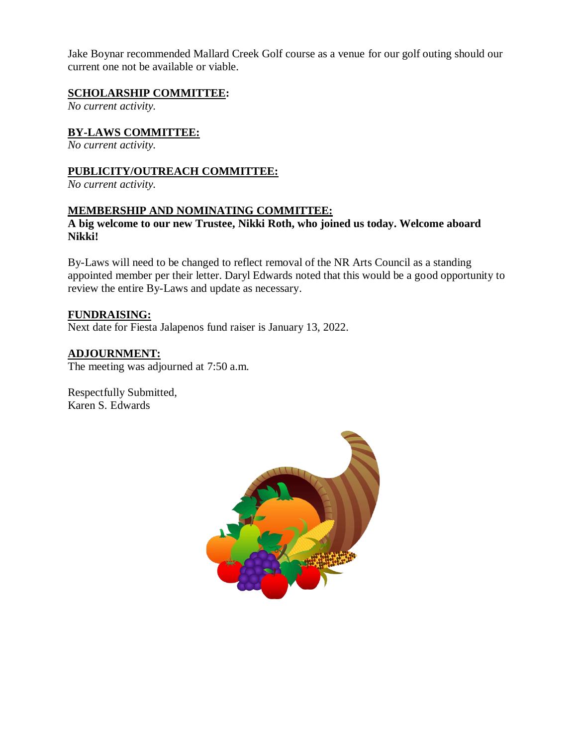Jake Boynar recommended Mallard Creek Golf course as a venue for our golf outing should our current one not be available or viable.

**SCHOLARSHIP COMMITTEE:**
*No current activity.*

**BY-LAWS COMMITTEE:**
*No current activity.*

**PUBLICITY/OUTREACH COMMITTEE:**
*No current activity.*

**MEMBERSHIP AND NOMINATING COMMITTEE:**
**A big welcome to our new Trustee, Nikki Roth, who joined us today. Welcome aboard Nikki!**

By-Laws will need to be changed to reflect removal of the NR Arts Council as a standing appointed member per their letter. Daryl Edwards noted that this would be a good opportunity to review the entire By-Laws and update as necessary.

**FUNDRAISING:**
Next date for Fiesta Jalapenos fund raiser is January 13, 2022.

**ADJOURNMENT:**
The meeting was adjourned at 7:50 a.m.

Respectfully Submitted,
Karen S. Edwards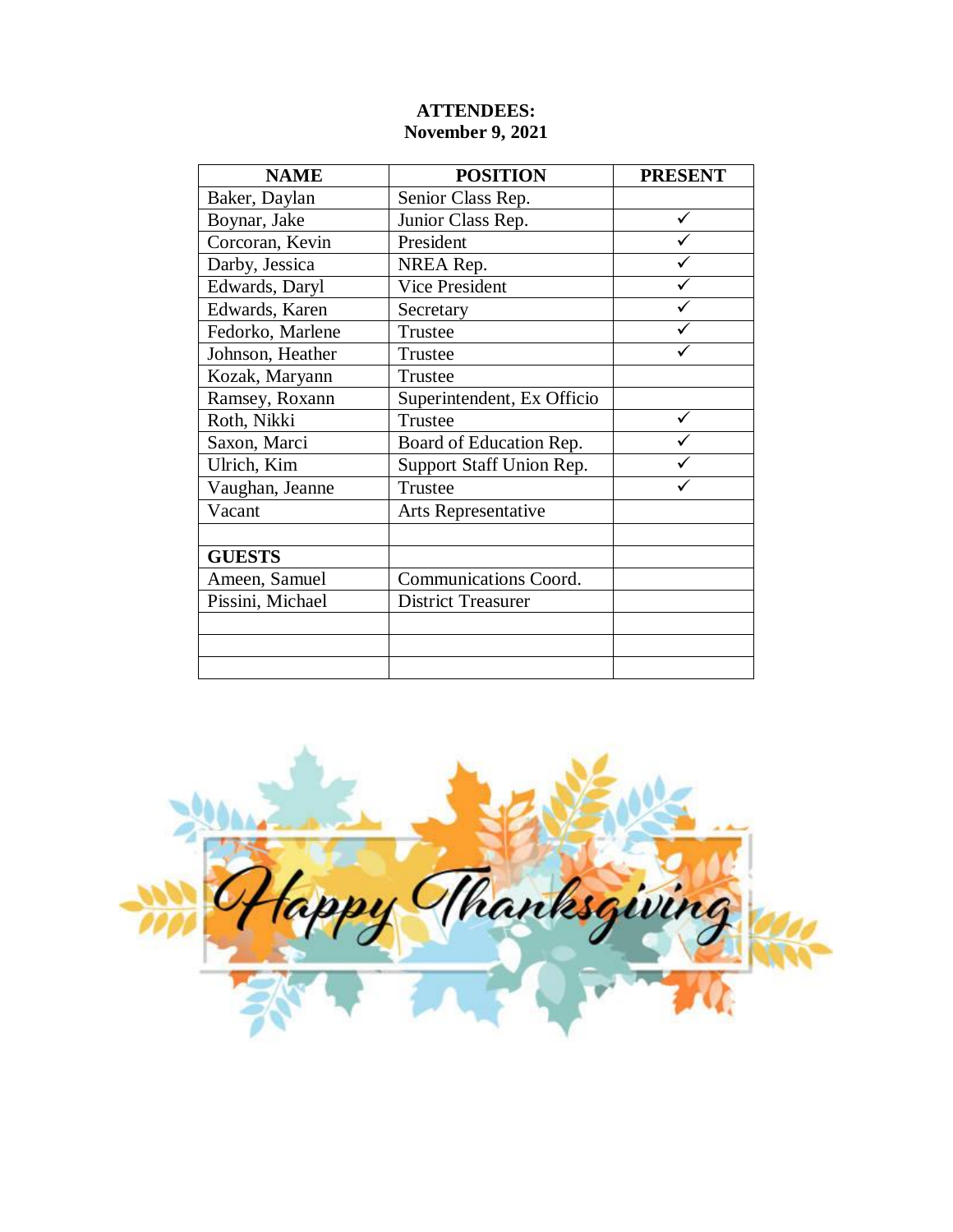**ATTENDEES:**
**November 9, 2021**

| NAME | POSITION | PRESENT |
|---|---|---|
| Baker, Daylan | Senior Class Rep. | |
| Boynar, Jake | Junior Class Rep. | ✓ |
| Corcoran, Kevin | President | ✓ |
| Darby, Jessica | NREA Rep. | ✓ |
| Edwards, Daryl | Vice President | ✓ |
| Edwards, Karen | Secretary | ✓ |
| Fedorko, Marlene | Trustee | ✓ |
| Johnson, Heather | Trustee | ✓ |
| Kozak, Maryann | Trustee | |
| Ramsey, Roxann | Superintendent, Ex Officio | |
| Roth, Nikki | Trustee | ✓ |
| Saxon, Marci | Board of Education Rep. | ✓ |
| Ulrich, Kim | Support Staff Union Rep. | ✓ |
| Vaughan, Jeanne | Trustee | ✓ |
| Vacant | Arts Representative | |
| | | |
| **GUESTS** | | |
| Ameen, Samuel | Communications Coord. | |
| Pissini, Michael | District Treasurer | |
| | | |
| | | |
| | | |

Happy Thanksgiving